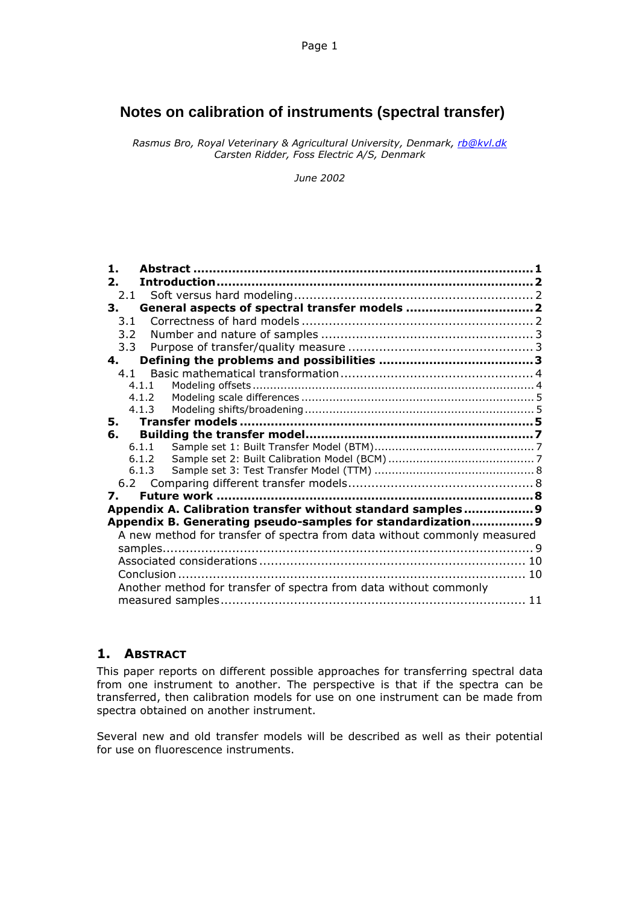# Notes on calibration of instruments (spectral transfer)

*Rasmus Bro, Royal Veterinary & Agricultural University, Denmark, rb@kvl.dk*
*Carsten Ridder, Foss Electric A/S, Denmark*

*June 2002*

**1. Abstract** ........................................................................................ **1**
**2. Introduction** ...................................................................................... **2**
  2.1 Soft versus hard modeling ........................................................... 2
**3. General aspects of spectral transfer models** ................................. **2**
  3.1 Correctness of hard models ......................................................... 2
  3.2 Number and nature of samples .................................................... 3
  3.3 Purpose of transfer/quality measure ............................................. 3
**4. Defining the problems and possibilities** ....................................... **3**
  4.1 Basic mathematical transformation ............................................... 4
    4.1.1 Modeling offsets ................................................................... 4
    4.1.2 Modeling scale differences .................................................... 5
    4.1.3 Modeling shifts/broadening .................................................... 5
**5. Transfer models** ................................................................................ **5**
**6. Building the transfer model** ............................................................. **7**
    6.1.1 Sample set 1: Built Transfer Model (BTM) ............................... 7
    6.1.2 Sample set 2: Built Calibration Model (BCM) ........................... 7
    6.1.3 Sample set 3: Test Transfer Model (TTM) ............................... 8
  6.2 Comparing different transfer models ............................................. 8
**7. Future work** ...................................................................................... **8**
**Appendix A. Calibration transfer without standard samples** ................ **9**
**Appendix B. Generating pseudo-samples for standardization** ............... **9**
  A new method for transfer of spectra from data without commonly measured samples ........................................................................................ 9
  Associated considerations .................................................................. 10
  Conclusion .......................................................................................... 10
  Another method for transfer of spectra from data without commonly measured samples ........................................................................................ 11

## 1. Abstract

This paper reports on different possible approaches for transferring spectral data from one instrument to another. The perspective is that if the spectra can be transferred, then calibration models for use on one instrument can be made from spectra obtained on another instrument.

Several new and old transfer models will be described as well as their potential for use on fluorescence instruments.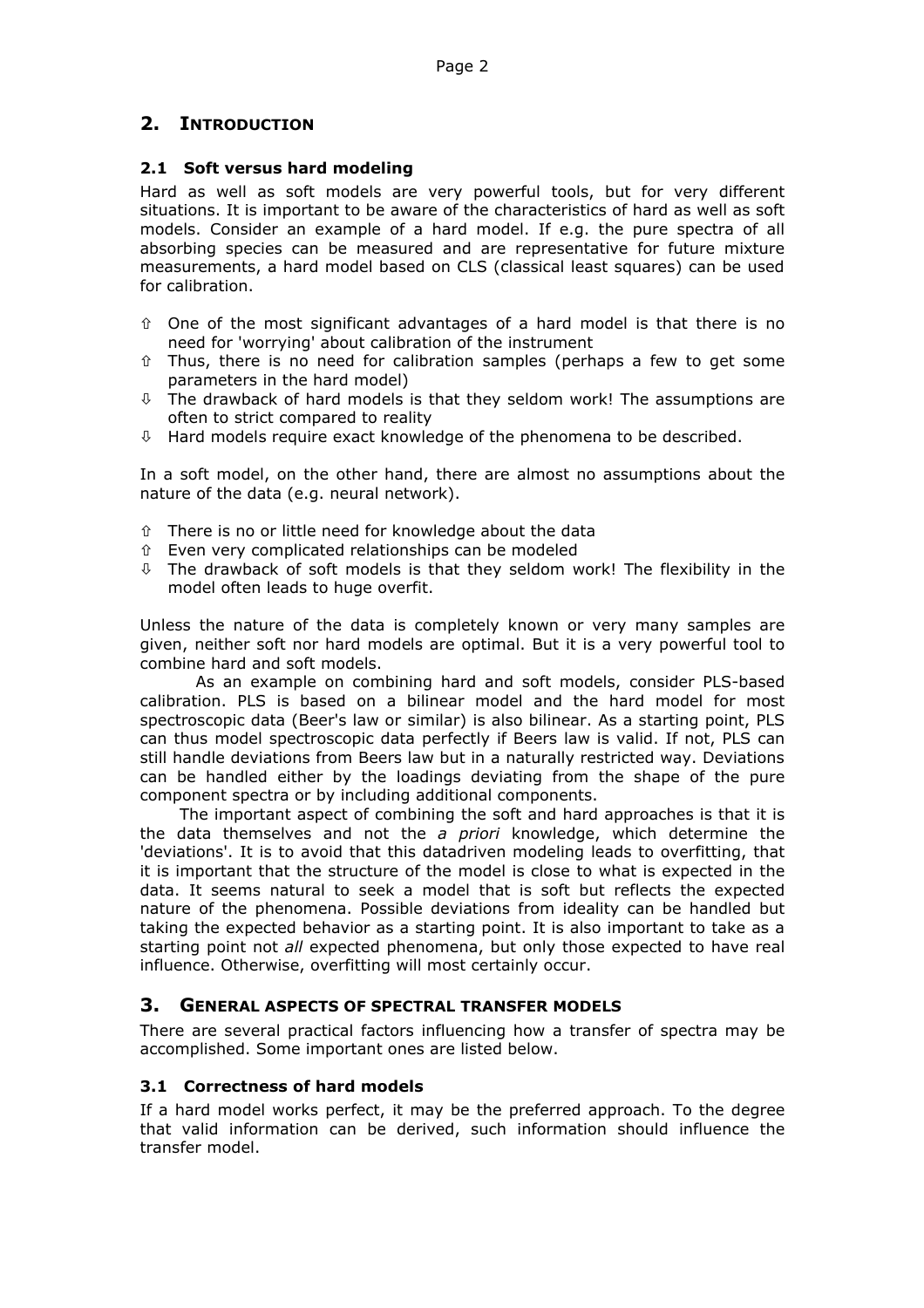## 2. INTRODUCTION

### 2.1 Soft versus hard modeling

Hard as well as soft models are very powerful tools, but for very different situations. It is important to be aware of the characteristics of hard as well as soft models. Consider an example of a hard model. If e.g. the pure spectra of all absorbing species can be measured and are representative for future mixture measurements, a hard model based on CLS (classical least squares) can be used for calibration.

- ⇧ One of the most significant advantages of a hard model is that there is no need for 'worrying' about calibration of the instrument
- ⇧ Thus, there is no need for calibration samples (perhaps a few to get some parameters in the hard model)
- ⇩ The drawback of hard models is that they seldom work! The assumptions are often to strict compared to reality
- ⇩ Hard models require exact knowledge of the phenomena to be described.

In a soft model, on the other hand, there are almost no assumptions about the nature of the data (e.g. neural network).

- ⇧ There is no or little need for knowledge about the data
- ⇧ Even very complicated relationships can be modeled
- ⇩ The drawback of soft models is that they seldom work! The flexibility in the model often leads to huge overfit.

Unless the nature of the data is completely known or very many samples are given, neither soft nor hard models are optimal. But it is a very powerful tool to combine hard and soft models.

As an example on combining hard and soft models, consider PLS-based calibration. PLS is based on a bilinear model and the hard model for most spectroscopic data (Beer's law or similar) is also bilinear. As a starting point, PLS can thus model spectroscopic data perfectly if Beers law is valid. If not, PLS can still handle deviations from Beers law but in a naturally restricted way. Deviations can be handled either by the loadings deviating from the shape of the pure component spectra or by including additional components.

The important aspect of combining the soft and hard approaches is that it is the data themselves and not the *a priori* knowledge, which determine the 'deviations'. It is to avoid that this datadriven modeling leads to overfitting, that it is important that the structure of the model is close to what is expected in the data. It seems natural to seek a model that is soft but reflects the expected nature of the phenomena. Possible deviations from ideality can be handled but taking the expected behavior as a starting point. It is also important to take as a starting point not *all* expected phenomena, but only those expected to have real influence. Otherwise, overfitting will most certainly occur.

## 3. GENERAL ASPECTS OF SPECTRAL TRANSFER MODELS

There are several practical factors influencing how a transfer of spectra may be accomplished. Some important ones are listed below.

### 3.1 Correctness of hard models

If a hard model works perfect, it may be the preferred approach. To the degree that valid information can be derived, such information should influence the transfer model.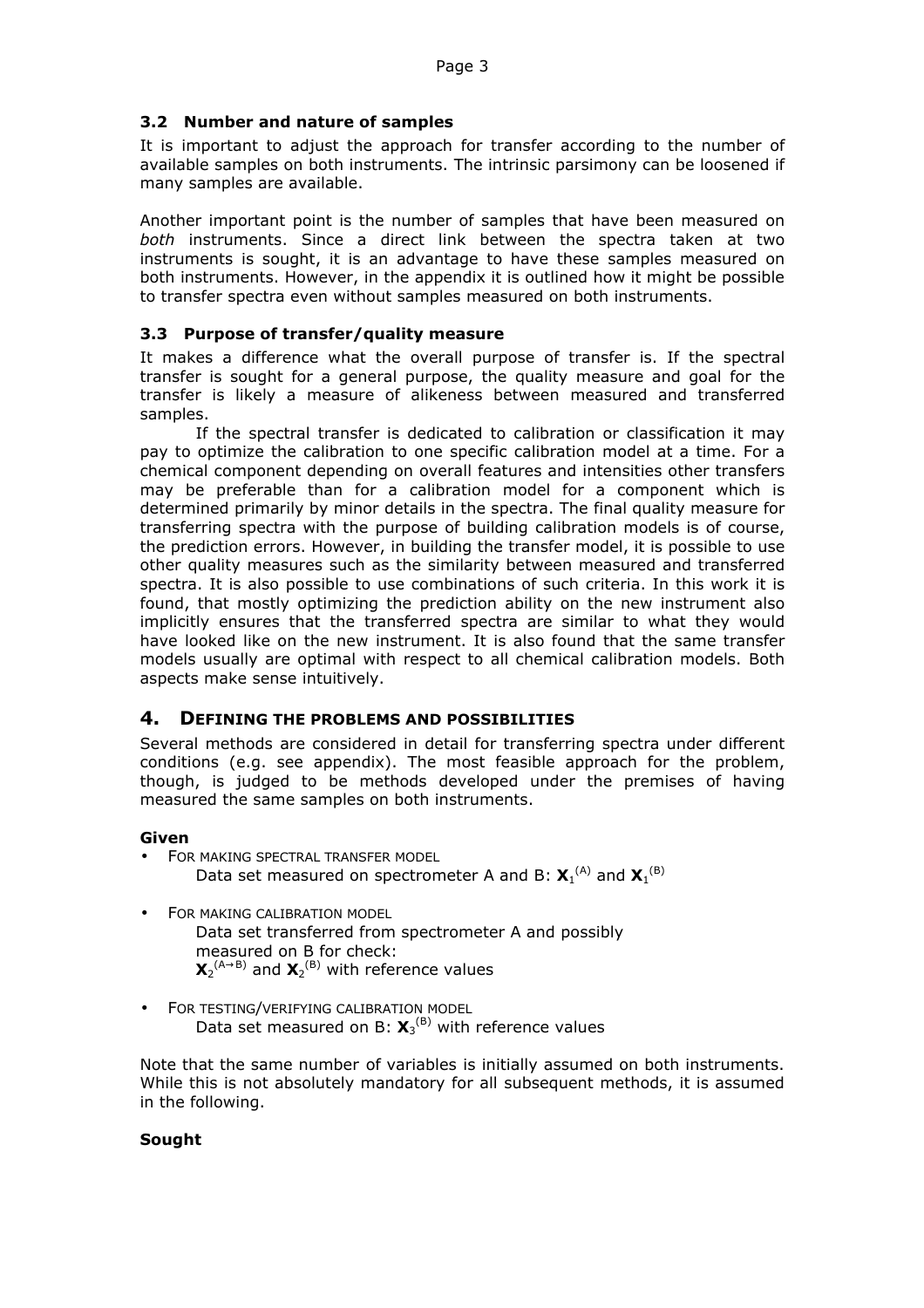### 3.2 Number and nature of samples

It is important to adjust the approach for transfer according to the number of available samples on both instruments. The intrinsic parsimony can be loosened if many samples are available.

Another important point is the number of samples that have been measured on *both* instruments. Since a direct link between the spectra taken at two instruments is sought, it is an advantage to have these samples measured on both instruments. However, in the appendix it is outlined how it might be possible to transfer spectra even without samples measured on both instruments.

### 3.3 Purpose of transfer/quality measure

It makes a difference what the overall purpose of transfer is. If the spectral transfer is sought for a general purpose, the quality measure and goal for the transfer is likely a measure of alikeness between measured and transferred samples.

If the spectral transfer is dedicated to calibration or classification it may pay to optimize the calibration to one specific calibration model at a time. For a chemical component depending on overall features and intensities other transfers may be preferable than for a calibration model for a component which is determined primarily by minor details in the spectra. The final quality measure for transferring spectra with the purpose of building calibration models is of course, the prediction errors. However, in building the transfer model, it is possible to use other quality measures such as the similarity between measured and transferred spectra. It is also possible to use combinations of such criteria. In this work it is found, that mostly optimizing the prediction ability on the new instrument also implicitly ensures that the transferred spectra are similar to what they would have looked like on the new instrument. It is also found that the same transfer models usually are optimal with respect to all chemical calibration models. Both aspects make sense intuitively.

## 4. Defining the problems and possibilities

Several methods are considered in detail for transferring spectra under different conditions (e.g. see appendix). The most feasible approach for the problem, though, is judged to be methods developed under the premises of having measured the same samples on both instruments.

**Given**

- For making spectral transfer model
  Data set measured on spectrometer A and B: $\mathbf{X}_1^{(A)}$ and $\mathbf{X}_1^{(B)}$

- For making calibration model
  Data set transferred from spectrometer A and possibly measured on B for check:
  $\mathbf{X}_2^{(A\rightarrow B)}$ and $\mathbf{X}_2^{(B)}$ with reference values

- For testing/verifying calibration model
  Data set measured on B: $\mathbf{X}_3^{(B)}$ with reference values

Note that the same number of variables is initially assumed on both instruments. While this is not absolutely mandatory for all subsequent methods, it is assumed in the following.

**Sought**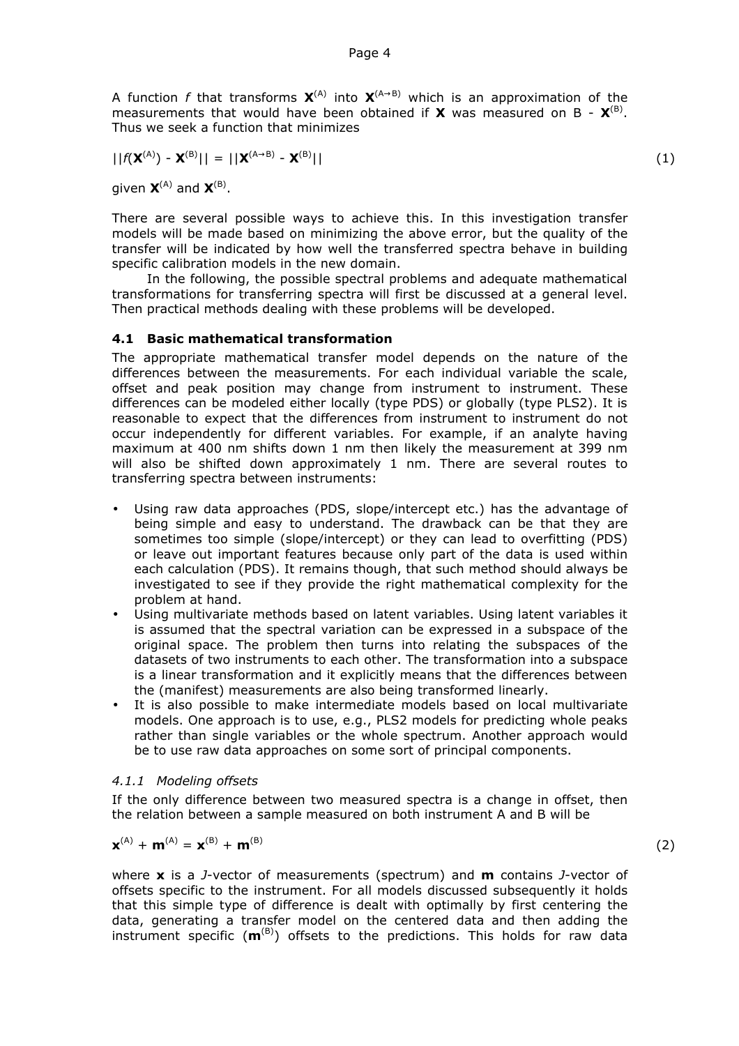A function $f$ that transforms $\mathbf{X}^{(A)}$ into $\mathbf{X}^{(A\rightarrow B)}$ which is an approximation of the measurements that would have been obtained if $\mathbf{X}$ was measured on B - $\mathbf{X}^{(B)}$. Thus we seek a function that minimizes

$$||f(\mathbf{X}^{(A)}) - \mathbf{X}^{(B)}|| = ||\mathbf{X}^{(A\rightarrow B)} - \mathbf{X}^{(B)}|| \tag{1}$$

given $\mathbf{X}^{(A)}$ and $\mathbf{X}^{(B)}$.

There are several possible ways to achieve this. In this investigation transfer models will be made based on minimizing the above error, but the quality of the transfer will be indicated by how well the transferred spectra behave in building specific calibration models in the new domain.

In the following, the possible spectral problems and adequate mathematical transformations for transferring spectra will first be discussed at a general level. Then practical methods dealing with these problems will be developed.

### 4.1 Basic mathematical transformation

The appropriate mathematical transfer model depends on the nature of the differences between the measurements. For each individual variable the scale, offset and peak position may change from instrument to instrument. These differences can be modeled either locally (type PDS) or globally (type PLS2). It is reasonable to expect that the differences from instrument to instrument do not occur independently for different variables. For example, if an analyte having maximum at 400 nm shifts down 1 nm then likely the measurement at 399 nm will also be shifted down approximately 1 nm. There are several routes to transferring spectra between instruments:

- Using raw data approaches (PDS, slope/intercept etc.) has the advantage of being simple and easy to understand. The drawback can be that they are sometimes too simple (slope/intercept) or they can lead to overfitting (PDS) or leave out important features because only part of the data is used within each calculation (PDS). It remains though, that such method should always be investigated to see if they provide the right mathematical complexity for the problem at hand.
- Using multivariate methods based on latent variables. Using latent variables it is assumed that the spectral variation can be expressed in a subspace of the original space. The problem then turns into relating the subspaces of the datasets of two instruments to each other. The transformation into a subspace is a linear transformation and it explicitly means that the differences between the (manifest) measurements are also being transformed linearly.
- It is also possible to make intermediate models based on local multivariate models. One approach is to use, e.g., PLS2 models for predicting whole peaks rather than single variables or the whole spectrum. Another approach would be to use raw data approaches on some sort of principal components.

#### *4.1.1 Modeling offsets*

If the only difference between two measured spectra is a change in offset, then the relation between a sample measured on both instrument A and B will be

$$\mathbf{x}^{(A)} + \mathbf{m}^{(A)} = \mathbf{x}^{(B)} + \mathbf{m}^{(B)} \tag{2}$$

where $\mathbf{x}$ is a $J$-vector of measurements (spectrum) and $\mathbf{m}$ contains $J$-vector of offsets specific to the instrument. For all models discussed subsequently it holds that this simple type of difference is dealt with optimally by first centering the data, generating a transfer model on the centered data and then adding the instrument specific ($\mathbf{m}^{(B)}$) offsets to the predictions. This holds for raw data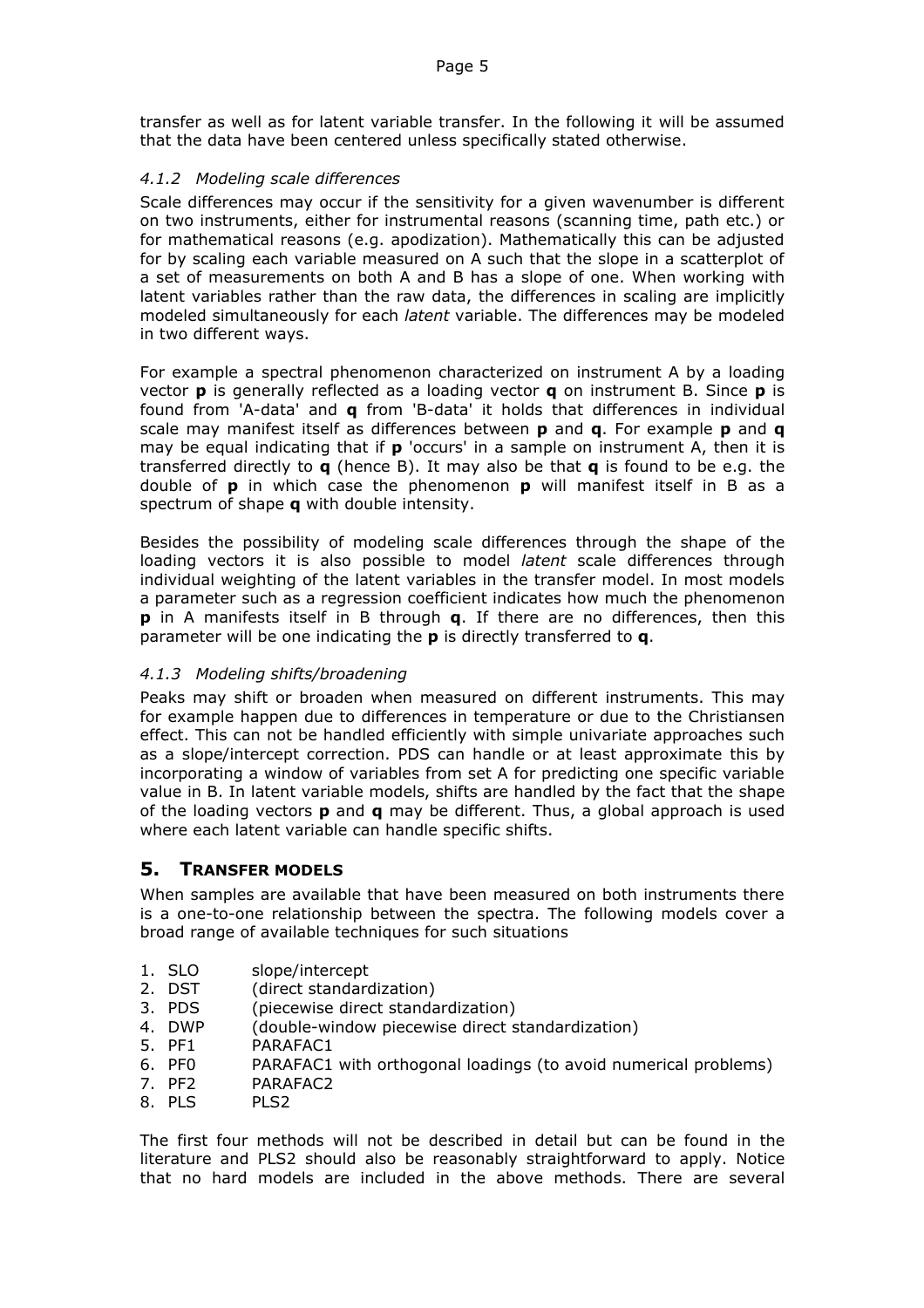transfer as well as for latent variable transfer. In the following it will be assumed that the data have been centered unless specifically stated otherwise.

### *4.1.2 Modeling scale differences*

Scale differences may occur if the sensitivity for a given wavenumber is different on two instruments, either for instrumental reasons (scanning time, path etc.) or for mathematical reasons (e.g. apodization). Mathematically this can be adjusted for by scaling each variable measured on A such that the slope in a scatterplot of a set of measurements on both A and B has a slope of one. When working with latent variables rather than the raw data, the differences in scaling are implicitly modeled simultaneously for each *latent* variable. The differences may be modeled in two different ways.

For example a spectral phenomenon characterized on instrument A by a loading vector **p** is generally reflected as a loading vector **q** on instrument B. Since **p** is found from 'A-data' and **q** from 'B-data' it holds that differences in individual scale may manifest itself as differences between **p** and **q**. For example **p** and **q** may be equal indicating that if **p** 'occurs' in a sample on instrument A, then it is transferred directly to **q** (hence B). It may also be that **q** is found to be e.g. the double of **p** in which case the phenomenon **p** will manifest itself in B as a spectrum of shape **q** with double intensity.

Besides the possibility of modeling scale differences through the shape of the loading vectors it is also possible to model *latent* scale differences through individual weighting of the latent variables in the transfer model. In most models a parameter such as a regression coefficient indicates how much the phenomenon **p** in A manifests itself in B through **q**. If there are no differences, then this parameter will be one indicating the **p** is directly transferred to **q**.

### *4.1.3 Modeling shifts/broadening*

Peaks may shift or broaden when measured on different instruments. This may for example happen due to differences in temperature or due to the Christiansen effect. This can not be handled efficiently with simple univariate approaches such as a slope/intercept correction. PDS can handle or at least approximate this by incorporating a window of variables from set A for predicting one specific variable value in B. In latent variable models, shifts are handled by the fact that the shape of the loading vectors **p** and **q** may be different. Thus, a global approach is used where each latent variable can handle specific shifts.

## 5. TRANSFER MODELS

When samples are available that have been measured on both instruments there is a one-to-one relationship between the spectra. The following models cover a broad range of available techniques for such situations

1. SLO slope/intercept
2. DST (direct standardization)
3. PDS (piecewise direct standardization)
4. DWP (double-window piecewise direct standardization)
5. PF1 PARAFAC1
6. PF0 PARAFAC1 with orthogonal loadings (to avoid numerical problems)
7. PF2 PARAFAC2
8. PLS PLS2

The first four methods will not be described in detail but can be found in the literature and PLS2 should also be reasonably straightforward to apply. Notice that no hard models are included in the above methods. There are several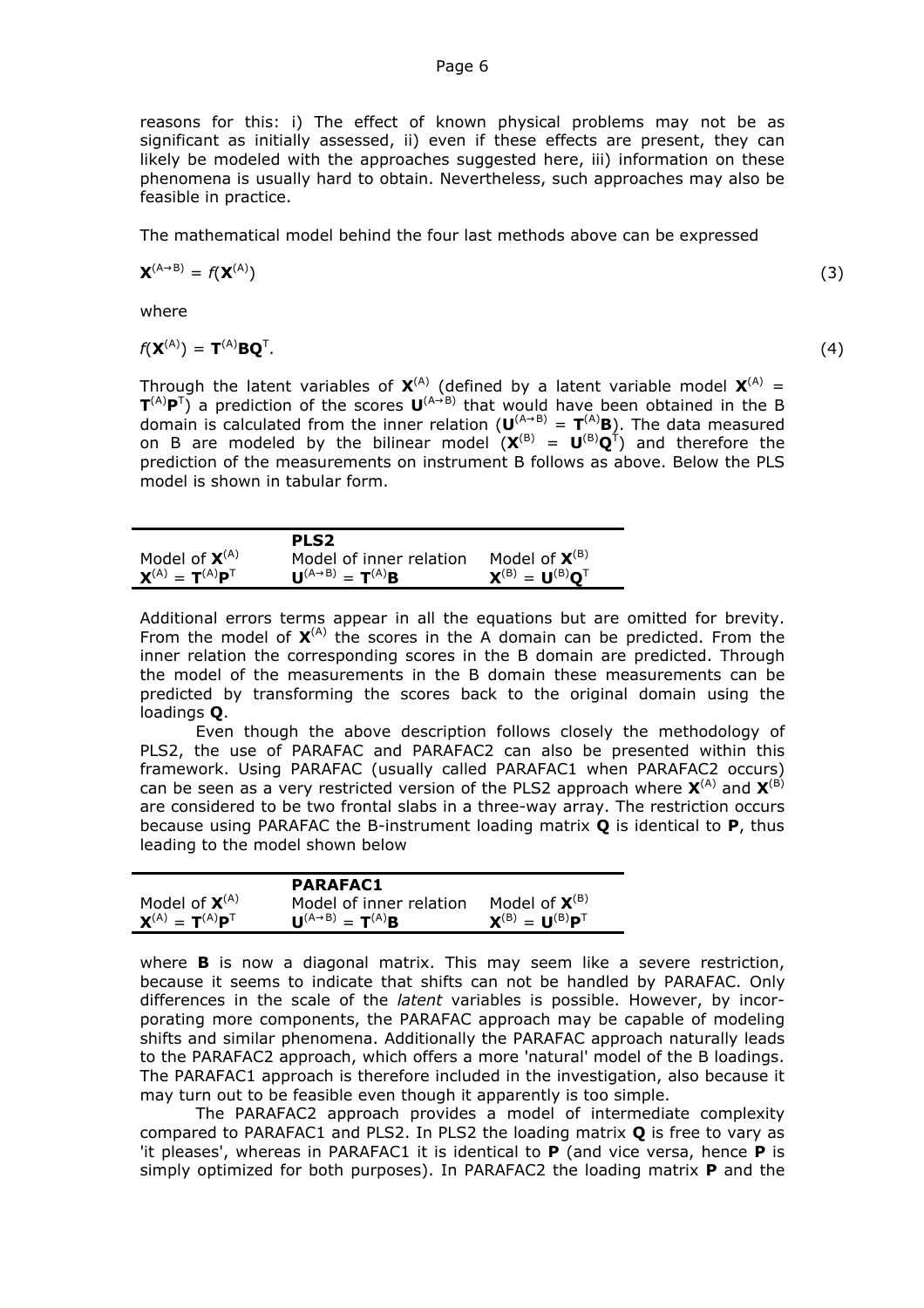reasons for this: i) The effect of known physical problems may not be as significant as initially assessed, ii) even if these effects are present, they can likely be modeled with the approaches suggested here, iii) information on these phenomena is usually hard to obtain. Nevertheless, such approaches may also be feasible in practice.

The mathematical model behind the four last methods above can be expressed

$$\mathbf{X}^{(A\rightarrow B)} = f(\mathbf{X}^{(A)}) \tag{3}$$

where

$$f(\mathbf{X}^{(A)}) = \mathbf{T}^{(A)}\mathbf{B}\mathbf{Q}^{\mathrm{T}}. \tag{4}$$

Through the latent variables of $\mathbf{X}^{(A)}$ (defined by a latent variable model $\mathbf{X}^{(A)} = \mathbf{T}^{(A)}\mathbf{P}^{\mathrm{T}}$) a prediction of the scores $\mathbf{U}^{(A\rightarrow B)}$ that would have been obtained in the B domain is calculated from the inner relation ($\mathbf{U}^{(A\rightarrow B)} = \mathbf{T}^{(A)}\mathbf{B}$). The data measured on B are modeled by the bilinear model ($\mathbf{X}^{(B)} = \mathbf{U}^{(B)}\mathbf{Q}^{\mathrm{T}}$) and therefore the prediction of the measurements on instrument B follows as above. Below the PLS model is shown in tabular form.

| | **PLS2** | |
|---|---|---|
| Model of $\mathbf{X}^{(A)}$ | Model of inner relation | Model of $\mathbf{X}^{(B)}$ |
| $\mathbf{X}^{(A)} = \mathbf{T}^{(A)}\mathbf{P}^{\mathrm{T}}$ | $\mathbf{U}^{(A\rightarrow B)} = \mathbf{T}^{(A)}\mathbf{B}$ | $\mathbf{X}^{(B)} = \mathbf{U}^{(B)}\mathbf{Q}^{\mathrm{T}}$ |

Additional errors terms appear in all the equations but are omitted for brevity. From the model of $\mathbf{X}^{(A)}$ the scores in the A domain can be predicted. From the inner relation the corresponding scores in the B domain are predicted. Through the model of the measurements in the B domain these measurements can be predicted by transforming the scores back to the original domain using the loadings $\mathbf{Q}$.

Even though the above description follows closely the methodology of PLS2, the use of PARAFAC and PARAFAC2 can also be presented within this framework. Using PARAFAC (usually called PARAFAC1 when PARAFAC2 occurs) can be seen as a very restricted version of the PLS2 approach where $\mathbf{X}^{(A)}$ and $\mathbf{X}^{(B)}$ are considered to be two frontal slabs in a three-way array. The restriction occurs because using PARAFAC the B-instrument loading matrix $\mathbf{Q}$ is identical to $\mathbf{P}$, thus leading to the model shown below

| | **PARAFAC1** | |
|---|---|---|
| Model of $\mathbf{X}^{(A)}$ | Model of inner relation | Model of $\mathbf{X}^{(B)}$ |
| $\mathbf{X}^{(A)} = \mathbf{T}^{(A)}\mathbf{P}^{\mathrm{T}}$ | $\mathbf{U}^{(A\rightarrow B)} = \mathbf{T}^{(A)}\mathbf{B}$ | $\mathbf{X}^{(B)} = \mathbf{U}^{(B)}\mathbf{P}^{\mathrm{T}}$ |

where $\mathbf{B}$ is now a diagonal matrix. This may seem like a severe restriction, because it seems to indicate that shifts can not be handled by PARAFAC. Only differences in the scale of the *latent* variables is possible. However, by incorporating more components, the PARAFAC approach may be capable of modeling shifts and similar phenomena. Additionally the PARAFAC approach naturally leads to the PARAFAC2 approach, which offers a more 'natural' model of the B loadings. The PARAFAC1 approach is therefore included in the investigation, also because it may turn out to be feasible even though it apparently is too simple.

The PARAFAC2 approach provides a model of intermediate complexity compared to PARAFAC1 and PLS2. In PLS2 the loading matrix $\mathbf{Q}$ is free to vary as 'it pleases', whereas in PARAFAC1 it is identical to $\mathbf{P}$ (and vice versa, hence $\mathbf{P}$ is simply optimized for both purposes). In PARAFAC2 the loading matrix $\mathbf{P}$ and the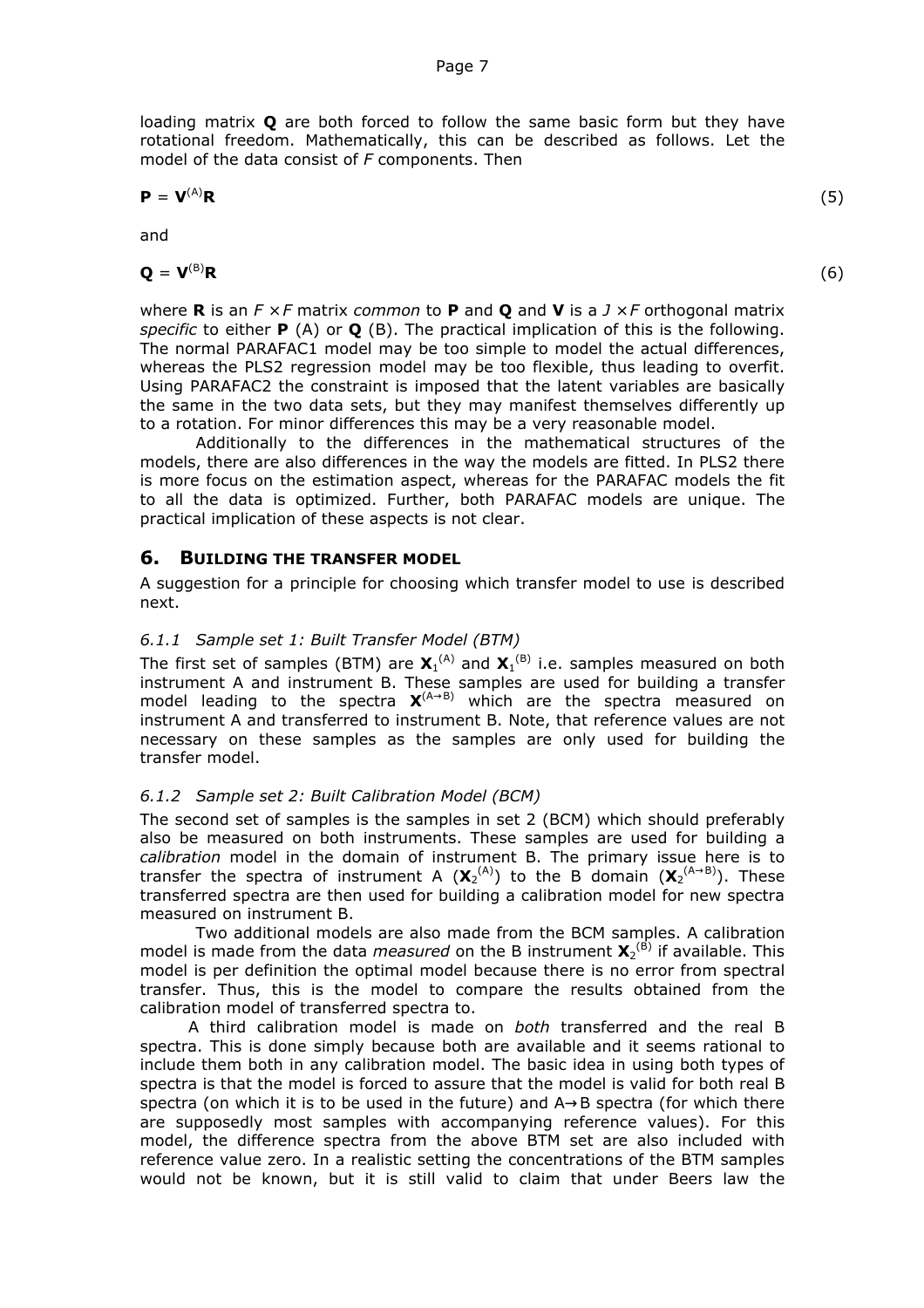loading matrix **Q** are both forced to follow the same basic form but they have rotational freedom. Mathematically, this can be described as follows. Let the model of the data consist of *F* components. Then

$$\mathbf{P} = \mathbf{V}^{(A)}\mathbf{R} \tag{5}$$

and

$$\mathbf{Q} = \mathbf{V}^{(B)}\mathbf{R} \tag{6}$$

where **R** is an $F \times F$ matrix *common* to **P** and **Q** and **V** is a $J \times F$ orthogonal matrix *specific* to either **P** (A) or **Q** (B). The practical implication of this is the following. The normal PARAFAC1 model may be too simple to model the actual differences, whereas the PLS2 regression model may be too flexible, thus leading to overfit. Using PARAFAC2 the constraint is imposed that the latent variables are basically the same in the two data sets, but they may manifest themselves differently up to a rotation. For minor differences this may be a very reasonable model.

Additionally to the differences in the mathematical structures of the models, there are also differences in the way the models are fitted. In PLS2 there is more focus on the estimation aspect, whereas for the PARAFAC models the fit to all the data is optimized. Further, both PARAFAC models are unique. The practical implication of these aspects is not clear.

## 6. Building the transfer model

A suggestion for a principle for choosing which transfer model to use is described next.

### *6.1.1 Sample set 1: Built Transfer Model (BTM)*

The first set of samples (BTM) are $\mathbf{X}_1^{(A)}$ and $\mathbf{X}_1^{(B)}$ i.e. samples measured on both instrument A and instrument B. These samples are used for building a transfer model leading to the spectra $\mathbf{X}^{(A\rightarrow B)}$ which are the spectra measured on instrument A and transferred to instrument B. Note, that reference values are not necessary on these samples as the samples are only used for building the transfer model.

### *6.1.2 Sample set 2: Built Calibration Model (BCM)*

The second set of samples is the samples in set 2 (BCM) which should preferably also be measured on both instruments. These samples are used for building a *calibration* model in the domain of instrument B. The primary issue here is to transfer the spectra of instrument A ($\mathbf{X}_2^{(A)}$) to the B domain ($\mathbf{X}_2^{(A\rightarrow B)}$). These transferred spectra are then used for building a calibration model for new spectra measured on instrument B.

Two additional models are also made from the BCM samples. A calibration model is made from the data *measured* on the B instrument $\mathbf{X}_2^{(B)}$ if available. This model is per definition the optimal model because there is no error from spectral transfer. Thus, this is the model to compare the results obtained from the calibration model of transferred spectra to.

A third calibration model is made on *both* transferred and the real B spectra. This is done simply because both are available and it seems rational to include them both in any calibration model. The basic idea in using both types of spectra is that the model is forced to assure that the model is valid for both real B spectra (on which it is to be used in the future) and A→B spectra (for which there are supposedly most samples with accompanying reference values). For this model, the difference spectra from the above BTM set are also included with reference value zero. In a realistic setting the concentrations of the BTM samples would not be known, but it is still valid to claim that under Beers law the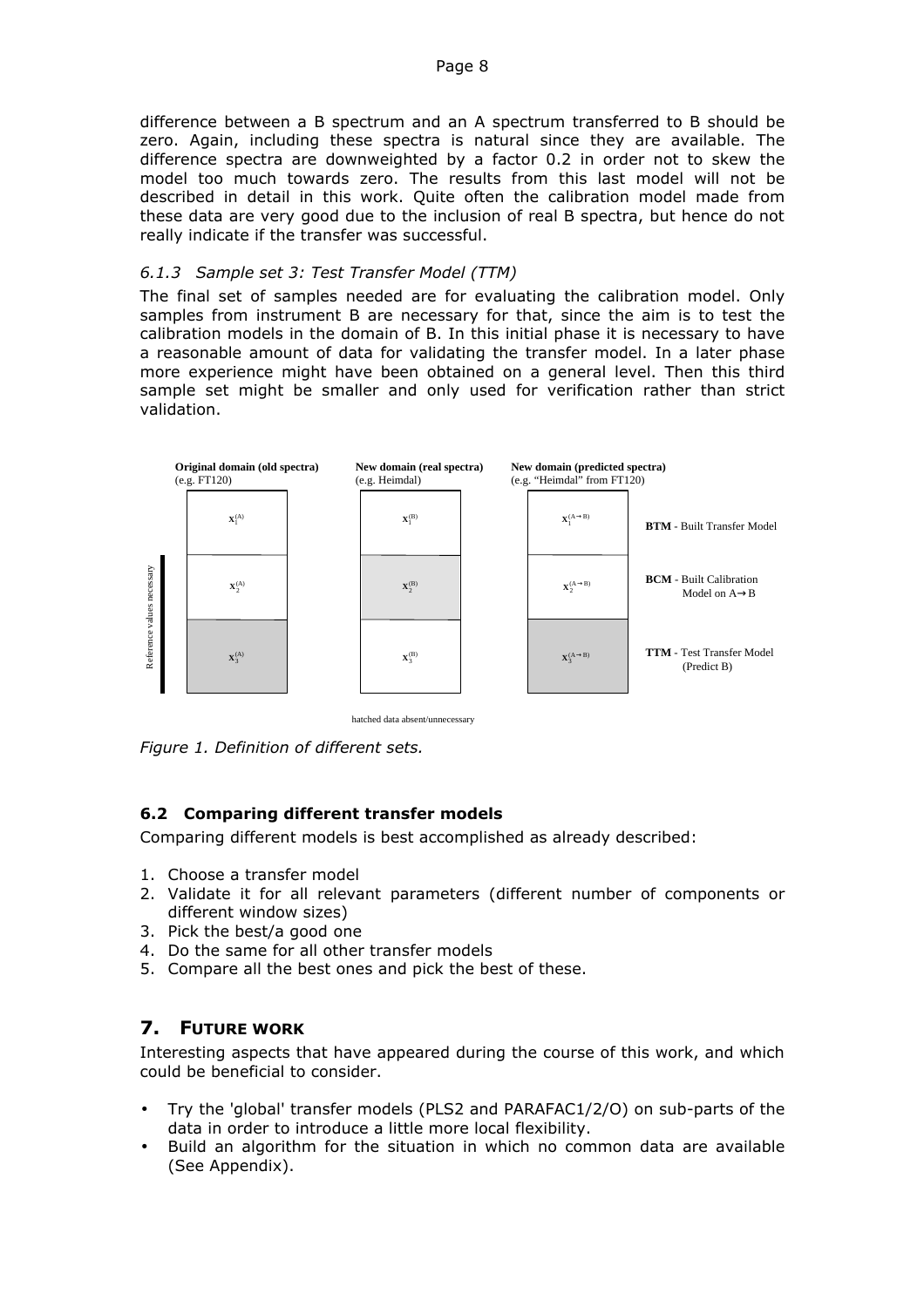difference between a B spectrum and an A spectrum transferred to B should be zero. Again, including these spectra is natural since they are available. The difference spectra are downweighted by a factor 0.2 in order not to skew the model too much towards zero. The results from this last model will not be described in detail in this work. Quite often the calibration model made from these data are very good due to the inclusion of real B spectra, but hence do not really indicate if the transfer was successful.

### *6.1.3 Sample set 3: Test Transfer Model (TTM)*

The final set of samples needed are for evaluating the calibration model. Only samples from instrument B are necessary for that, since the aim is to test the calibration models in the domain of B. In this initial phase it is necessary to have a reasonable amount of data for validating the transfer model. In a later phase more experience might have been obtained on a general level. Then this third sample set might be smaller and only used for verification rather than strict validation.

| Original domain (old spectra) (e.g. FT120) | New domain (real spectra) (e.g. Heimdal) | New domain (predicted spectra) (e.g. "Heimdal" from FT120) | |
|---|---|---|---|
| $\mathbf{X}_1^{(A)}$ | $\mathbf{X}_1^{(B)}$ | $\mathbf{X}_1^{(A\rightarrow B)}$ | **BTM** - Built Transfer Model |
| $\mathbf{X}_2^{(A)}$ | $\mathbf{X}_2^{(B)}$ | $\mathbf{X}_2^{(A\rightarrow B)}$ | **BCM** - Built Calibration Model on A→B |
| $\mathbf{X}_3^{(A)}$ | $\mathbf{X}_3^{(B)}$ | $\mathbf{X}_3^{(A\rightarrow B)}$ | **TTM** - Test Transfer Model (Predict B) |

Reference values necessary

hatched data absent/unnecessary

*Figure 1. Definition of different sets.*

## 6.2 Comparing different transfer models

Comparing different models is best accomplished as already described:

1. Choose a transfer model
2. Validate it for all relevant parameters (different number of components or different window sizes)
3. Pick the best/a good one
4. Do the same for all other transfer models
5. Compare all the best ones and pick the best of these.

# 7. FUTURE WORK

Interesting aspects that have appeared during the course of this work, and which could be beneficial to consider.

- Try the 'global' transfer models (PLS2 and PARAFAC1/2/O) on sub-parts of the data in order to introduce a little more local flexibility.
- Build an algorithm for the situation in which no common data are available (See Appendix).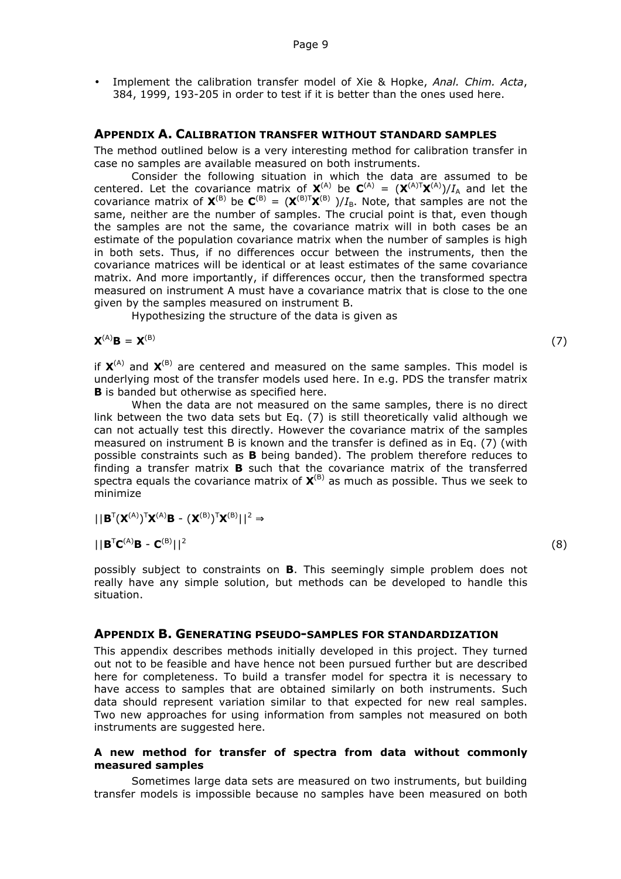- Implement the calibration transfer model of Xie & Hopke, *Anal. Chim. Acta*, 384, 1999, 193-205 in order to test if it is better than the ones used here.

## APPENDIX A. CALIBRATION TRANSFER WITHOUT STANDARD SAMPLES

The method outlined below is a very interesting method for calibration transfer in case no samples are available measured on both instruments.

Consider the following situation in which the data are assumed to be centered. Let the covariance matrix of $\mathbf{X}^{(A)}$ be $\mathbf{C}^{(A)} = (\mathbf{X}^{(A)T}\mathbf{X}^{(A)})/I_A$ and let the covariance matrix of $\mathbf{X}^{(B)}$ be $\mathbf{C}^{(B)} = (\mathbf{X}^{(B)T}\mathbf{X}^{(B)})/I_B$. Note, that samples are not the same, neither are the number of samples. The crucial point is that, even though the samples are not the same, the covariance matrix will in both cases be an estimate of the population covariance matrix when the number of samples is high in both sets. Thus, if no differences occur between the instruments, then the covariance matrices will be identical or at least estimates of the same covariance matrix. And more importantly, if differences occur, then the transformed spectra measured on instrument A must have a covariance matrix that is close to the one given by the samples measured on instrument B.

Hypothesizing the structure of the data is given as

$$\mathbf{X}^{(A)}\mathbf{B} = \mathbf{X}^{(B)} \tag{7}$$

if $\mathbf{X}^{(A)}$ and $\mathbf{X}^{(B)}$ are centered and measured on the same samples. This model is underlying most of the transfer models used here. In e.g. PDS the transfer matrix **B** is banded but otherwise as specified here.

When the data are not measured on the same samples, there is no direct link between the two data sets but Eq. (7) is still theoretically valid although we can not actually test this directly. However the covariance matrix of the samples measured on instrument B is known and the transfer is defined as in Eq. (7) (with possible constraints such as **B** being banded). The problem therefore reduces to finding a transfer matrix **B** such that the covariance matrix of the transferred spectra equals the covariance matrix of $\mathbf{X}^{(B)}$ as much as possible. Thus we seek to minimize

$$||\mathbf{B}^{T}(\mathbf{X}^{(A)})^{T}\mathbf{X}^{(A)}\mathbf{B} - (\mathbf{X}^{(B)})^{T}\mathbf{X}^{(B)}||^{2} \Rightarrow$$

$$||\mathbf{B}^{T}\mathbf{C}^{(A)}\mathbf{B} - \mathbf{C}^{(B)}||^{2} \tag{8}$$

possibly subject to constraints on **B**. This seemingly simple problem does not really have any simple solution, but methods can be developed to handle this situation.

## APPENDIX B. GENERATING PSEUDO-SAMPLES FOR STANDARDIZATION

This appendix describes methods initially developed in this project. They turned out not to be feasible and have hence not been pursued further but are described here for completeness. To build a transfer model for spectra it is necessary to have access to samples that are obtained similarly on both instruments. Such data should represent variation similar to that expected for new real samples. Two new approaches for using information from samples not measured on both instruments are suggested here.

### A new method for transfer of spectra from data without commonly measured samples

Sometimes large data sets are measured on two instruments, but building transfer models is impossible because no samples have been measured on both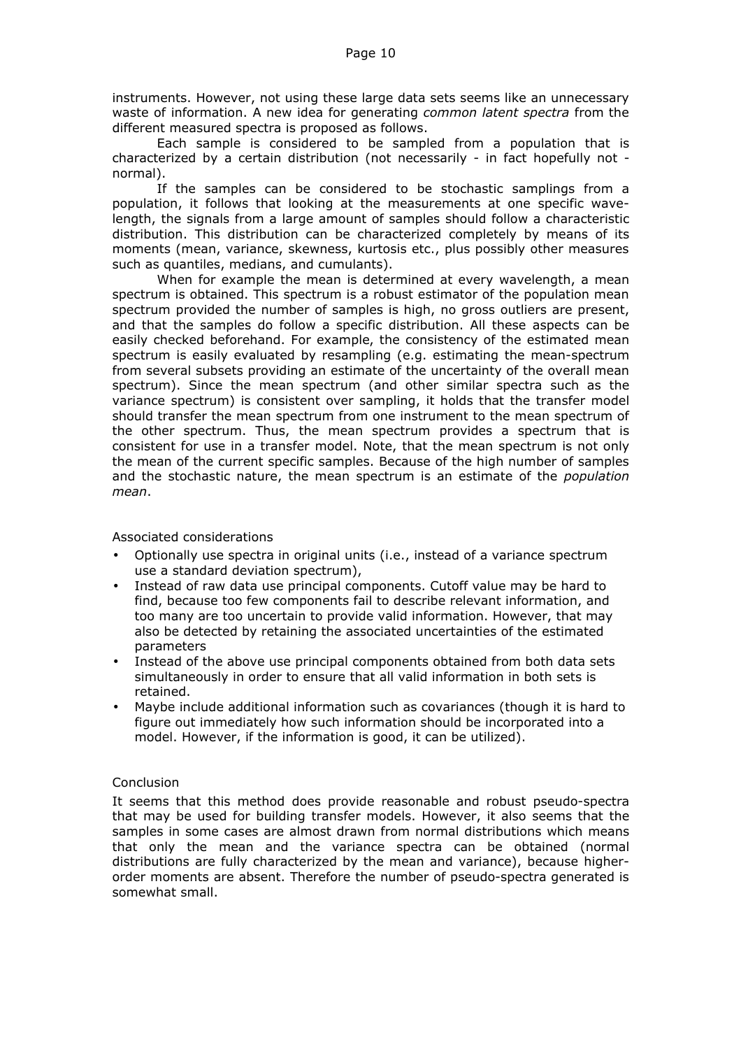instruments. However, not using these large data sets seems like an unnecessary waste of information. A new idea for generating *common latent spectra* from the different measured spectra is proposed as follows.

Each sample is considered to be sampled from a population that is characterized by a certain distribution (not necessarily - in fact hopefully not - normal).

If the samples can be considered to be stochastic samplings from a population, it follows that looking at the measurements at one specific wave-length, the signals from a large amount of samples should follow a characteristic distribution. This distribution can be characterized completely by means of its moments (mean, variance, skewness, kurtosis etc., plus possibly other measures such as quantiles, medians, and cumulants).

When for example the mean is determined at every wavelength, a mean spectrum is obtained. This spectrum is a robust estimator of the population mean spectrum provided the number of samples is high, no gross outliers are present, and that the samples do follow a specific distribution. All these aspects can be easily checked beforehand. For example, the consistency of the estimated mean spectrum is easily evaluated by resampling (e.g. estimating the mean-spectrum from several subsets providing an estimate of the uncertainty of the overall mean spectrum). Since the mean spectrum (and other similar spectra such as the variance spectrum) is consistent over sampling, it holds that the transfer model should transfer the mean spectrum from one instrument to the mean spectrum of the other spectrum. Thus, the mean spectrum provides a spectrum that is consistent for use in a transfer model. Note, that the mean spectrum is not only the mean of the current specific samples. Because of the high number of samples and the stochastic nature, the mean spectrum is an estimate of the *population mean*.

Associated considerations

- Optionally use spectra in original units (i.e., instead of a variance spectrum use a standard deviation spectrum),
- Instead of raw data use principal components. Cutoff value may be hard to find, because too few components fail to describe relevant information, and too many are too uncertain to provide valid information. However, that may also be detected by retaining the associated uncertainties of the estimated parameters
- Instead of the above use principal components obtained from both data sets simultaneously in order to ensure that all valid information in both sets is retained.
- Maybe include additional information such as covariances (though it is hard to figure out immediately how such information should be incorporated into a model. However, if the information is good, it can be utilized).

Conclusion

It seems that this method does provide reasonable and robust pseudo-spectra that may be used for building transfer models. However, it also seems that the samples in some cases are almost drawn from normal distributions which means that only the mean and the variance spectra can be obtained (normal distributions are fully characterized by the mean and variance), because higher-order moments are absent. Therefore the number of pseudo-spectra generated is somewhat small.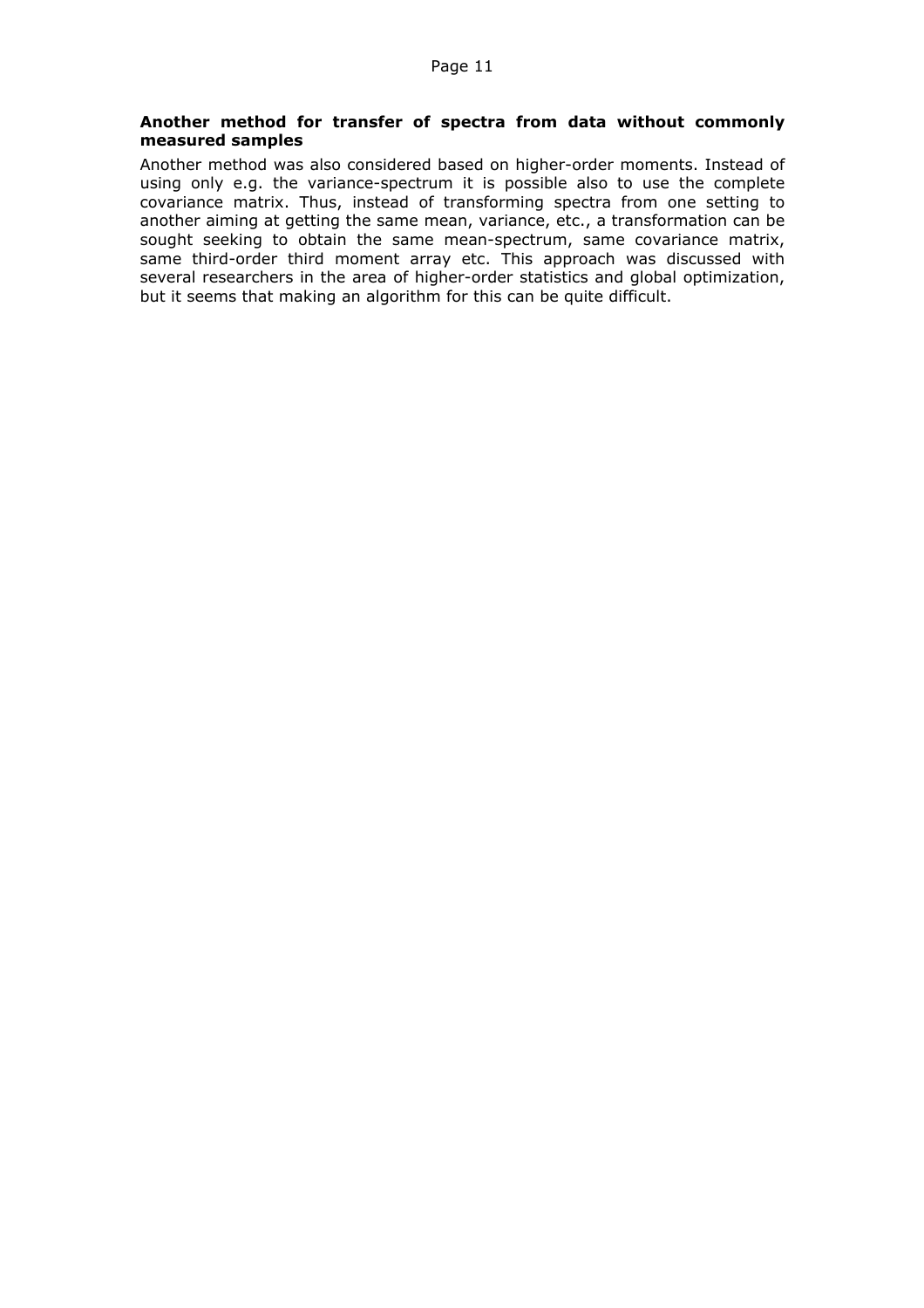**Another method for transfer of spectra from data without commonly measured samples**

Another method was also considered based on higher-order moments. Instead of using only e.g. the variance-spectrum it is possible also to use the complete covariance matrix. Thus, instead of transforming spectra from one setting to another aiming at getting the same mean, variance, etc., a transformation can be sought seeking to obtain the same mean-spectrum, same covariance matrix, same third-order third moment array etc. This approach was discussed with several researchers in the area of higher-order statistics and global optimization, but it seems that making an algorithm for this can be quite difficult.